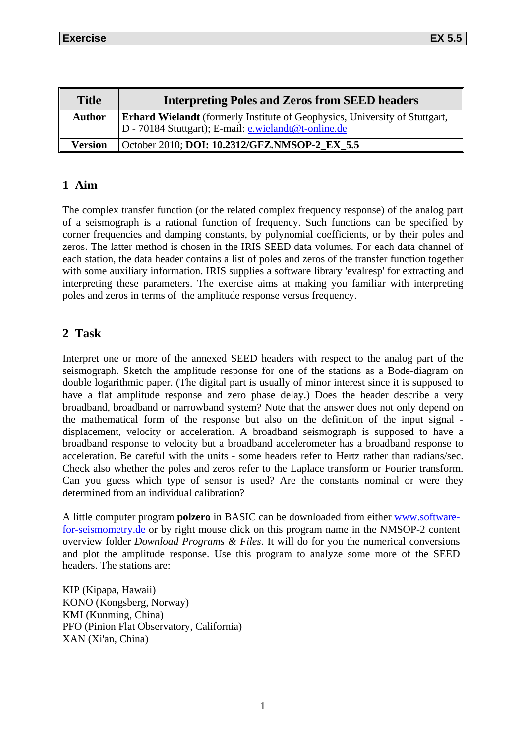| Title | Interpreting Poles and Zeros from SEED headers |
|---|---|
| Author | **Erhard Wielandt** (formerly Institute of Geophysics, University of Stuttgart, D - 70184 Stuttgart); E-mail: e.wielandt@t-online.de |
| Version | October 2010; **DOI: 10.2312/GFZ.NMSOP-2_EX_5.5** |

## 1 Aim

The complex transfer function (or the related complex frequency response) of the analog part of a seismograph is a rational function of frequency. Such functions can be specified by corner frequencies and damping constants, by polynomial coefficients, or by their poles and zeros. The latter method is chosen in the IRIS SEED data volumes. For each data channel of each station, the data header contains a list of poles and zeros of the transfer function together with some auxiliary information. IRIS supplies a software library 'evalresp' for extracting and interpreting these parameters. The exercise aims at making you familiar with interpreting poles and zeros in terms of the amplitude response versus frequency.

## 2 Task

Interpret one or more of the annexed SEED headers with respect to the analog part of the seismograph. Sketch the amplitude response for one of the stations as a Bode-diagram on double logarithmic paper. (The digital part is usually of minor interest since it is supposed to have a flat amplitude response and zero phase delay.) Does the header describe a very broadband, broadband or narrowband system? Note that the answer does not only depend on the mathematical form of the response but also on the definition of the input signal - displacement, velocity or acceleration. A broadband seismograph is supposed to have a broadband response to velocity but a broadband accelerometer has a broadband response to acceleration. Be careful with the units - some headers refer to Hertz rather than radians/sec. Check also whether the poles and zeros refer to the Laplace transform or Fourier transform. Can you guess which type of sensor is used? Are the constants nominal or were they determined from an individual calibration?

A little computer program **polzero** in BASIC can be downloaded from either www.software-for-seismometry.de or by right mouse click on this program name in the NMSOP-2 content overview folder *Download Programs & Files*. It will do for you the numerical conversions and plot the amplitude response. Use this program to analyze some more of the SEED headers. The stations are:

KIP (Kipapa, Hawaii)
KONO (Kongsberg, Norway)
KMI (Kunming, China)
PFO (Pinion Flat Observatory, California)
XAN (Xi'an, China)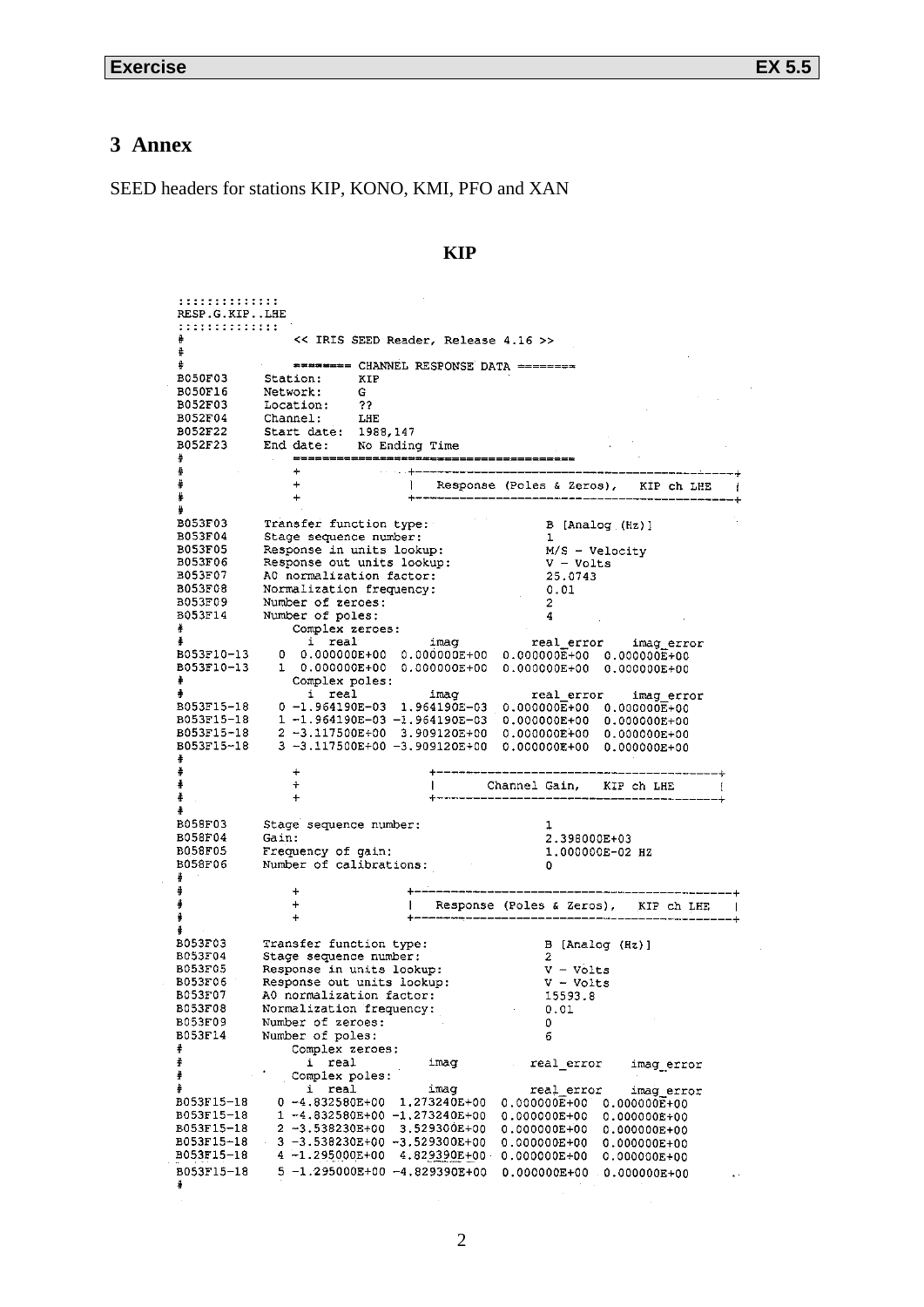## 3 Annex

SEED headers for stations KIP, KONO, KMI, PFO and XAN

**KIP**

```
:::::::::::::
RESP.G.KIP..LHE
:::::::::::::
#               << IRIS SEED Reader, Release 4.16 >>
#
#               ======== CHANNEL RESPONSE DATA ========
B050F03     Station:      KIP
B050F16     Network:      G
B052F03     Location:     ??
B052F04     Channel:      LHE
B052F22     Start date:   1988,147
B052F23     End date:     No Ending Time
#               =======================================
#               +                  +--------------------------------------------+
#               +                  |   Response (Poles & Zeros),   KIP ch LHE   |
#               +                  +--------------------------------------------+
#
B053F03     Transfer function type:              B [Analog (Hz)]
B053F04     Stage sequence number:               1
B053F05     Response in units lookup:            M/S - Velocity
B053F06     Response out units lookup:           V - Volts
B053F07     A0 normalization factor:             25.0743
B053F08     Normalization frequency:             0.01
B053F09     Number of zeroes:                    2
B053F14     Number of poles:                     4
#               Complex zeroes:
#                 i  real            imag            real_error      imag_error
B053F10-13      0  0.000000E+00   0.000000E+00   0.000000E+00   0.000000E+00
B053F10-13      1  0.000000E+00   0.000000E+00   0.000000E+00   0.000000E+00
#               Complex poles:
#                 i  real            imag            real_error      imag_error
B053F15-18      0 -1.964190E-03   1.964190E-03   0.000000E+00   0.000000E+00
B053F15-18      1 -1.964190E-03  -1.964190E-03   0.000000E+00   0.000000E+00
B053F15-18      2 -3.117500E+00   3.909120E+00   0.000000E+00   0.000000E+00
B053F15-18      3 -3.117500E+00  -3.909120E+00   0.000000E+00   0.000000E+00
#
#               +                  +---------------------------------------+
#               +                  |      Channel Gain,    KIP ch LHE      |
#               +                  +---------------------------------------+
#
B058F03     Stage sequence number:               1
B058F04     Gain:                                2.398000E+03
B058F05     Frequency of gain:                   1.000000E-02 HZ
B058F06     Number of calibrations:              0
#
#               +                  +--------------------------------------------+
#               +                  |   Response (Poles & Zeros),   KIP ch LHE   |
#               +                  +--------------------------------------------+
#
B053F03     Transfer function type:              B [Analog (Hz)]
B053F04     Stage sequence number:               2
B053F05     Response in units lookup:            V - Volts
B053F06     Response out units lookup:           V - Volts
B053F07     A0 normalization factor:             15593.8
B053F08     Normalization frequency:             0.01
B053F09     Number of zeroes:                    0
B053F14     Number of poles:                     6
#               Complex zeroes:
#                 i  real            imag            real_error      imag_error
#               Complex poles:
#                 i  real            imag            real_error      imag_error
B053F15-18      0 -4.832580E+00   1.273240E+00   0.000000E+00   0.000000E+00
B053F15-18      1 -4.832580E+00  -1.273240E+00   0.000000E+00   0.000000E+00
B053F15-18      2 -3.538230E+00   3.529300E+00   0.000000E+00   0.000000E+00
B053F15-18      3 -3.538230E+00  -3.529300E+00   0.000000E+00   0.000000E+00
B053F15-18      4 -1.295000E+00   4.829390E+00   0.000000E+00   0.000000E+00
B053F15-18      5 -1.295000E+00  -4.829390E+00   0.000000E+00   0.000000E+00
#
```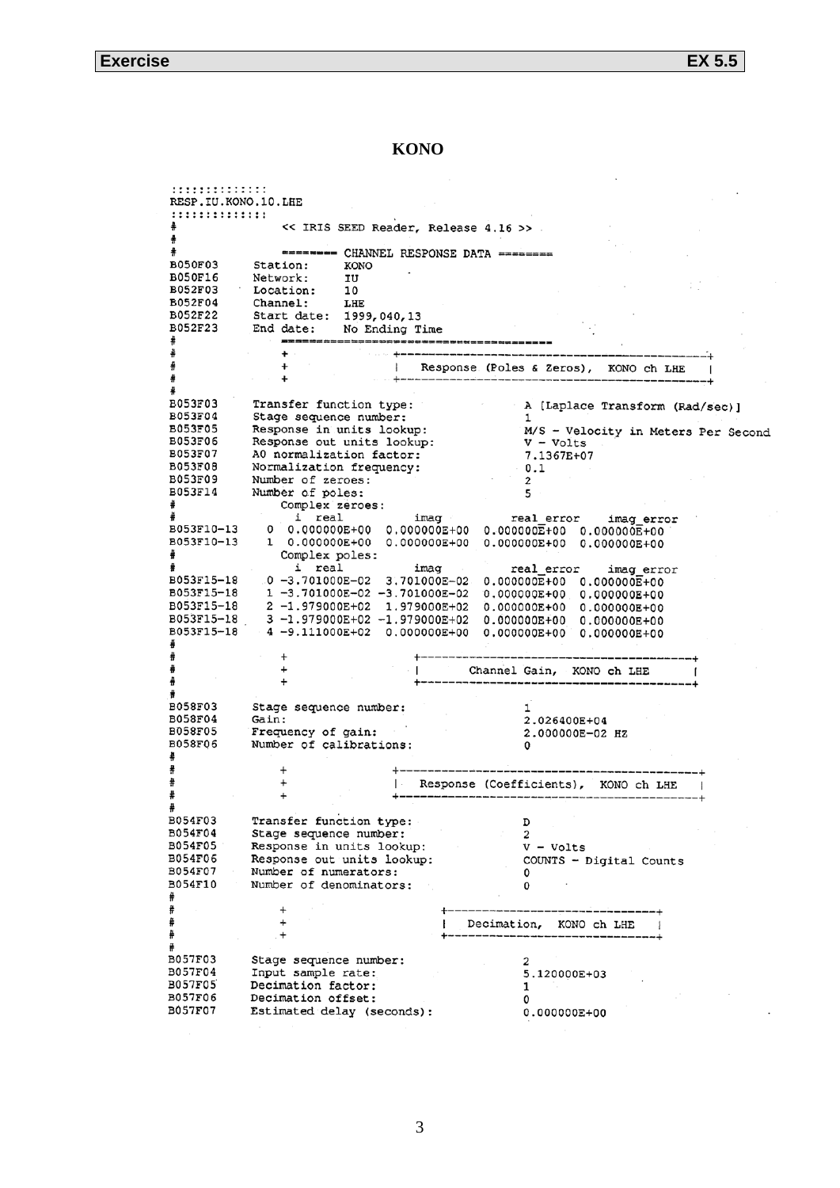# KONO

```
:::::::::::::
RESP.IU.KONO.10.LHE
:::::::::::::
#               << IRIS SEED Reader, Release 4.16 >>
#
#               ======== CHANNEL RESPONSE DATA ========
B050F03     Station:     KONO
B050F16     Network:     IU
B052F03     Location:    10
B052F04     Channel:     LHE
B052F22     Start date:  1999,040,13
B052F23     End date:    No Ending Time
#               =======================================
#               +                  +-------------------------------------------+
#               +                  |   Response (Poles & Zeros),  KONO ch LHE  |
#               +                  +-------------------------------------------+
#
B053F03     Transfer function type:               A [Laplace Transform (Rad/sec)]
B053F04     Stage sequence number:                1
B053F05     Response in units lookup:             M/S - Velocity in Meters Per Second
B053F06     Response out units lookup:            V - Volts
B053F07     A0 normalization factor:              7.1367E+07
B053F08     Normalization frequency:              0.1
B053F09     Number of zeroes:                     2
B053F14     Number of poles:                      5
#               Complex zeroes:
#                 i  real           imag           real_error     imag_error
B053F10-13    0  0.000000E+00   0.000000E+00   0.000000E+00   0.000000E+00
B053F10-13    1  0.000000E+00   0.000000E+00   0.000000E+00   0.000000E+00
#               Complex poles:
#                 i  real           imag           real_error     imag_error
B053F15-18    0 -3.701000E-02   3.701000E-02   0.000000E+00   0.000000E+00
B053F15-18    1 -3.701000E-02  -3.701000E-02   0.000000E+00   0.000000E+00
B053F15-18    2 -1.979000E+02   1.979000E+02   0.000000E+00   0.000000E+00
B053F15-18    3 -1.979000E+02  -1.979000E+02   0.000000E+00   0.000000E+00
B053F15-18    4 -9.111000E+02   0.000000E+00   0.000000E+00   0.000000E+00
#
#               +                  +---------------------------------------+
#               +                  |      Channel Gain,  KONO ch LHE       |
#               +                  +---------------------------------------+
#
B058F03     Stage sequence number:                1
B058F04     Gain:                                 2.026400E+04
B058F05     Frequency of gain:                    2.000000E-02 HZ
B058F06     Number of calibrations:               0
#
#               +                  +-------------------------------------------+
#               +                  |   Response (Coefficients),  KONO ch LHE   |
#               +                  +-------------------------------------------+
#
B054F03     Transfer function type:               D
B054F04     Stage sequence number:                2
B054F05     Response in units lookup:             V - Volts
B054F06     Response out units lookup:            COUNTS - Digital Counts
B054F07     Number of numerators:                 0
B054F10     Number of denominators:               0
#
#               +                  +-------------------------------+
#               +                  |   Decimation,  KONO ch LHE    |
#               +                  +-------------------------------+
#
B057F03     Stage sequence number:                2
B057F04     Input sample rate:                    5.120000E+03
B057F05     Decimation factor:                    1
B057F06     Decimation offset:                    0
B057F07     Estimated delay (seconds):            0.000000E+00
```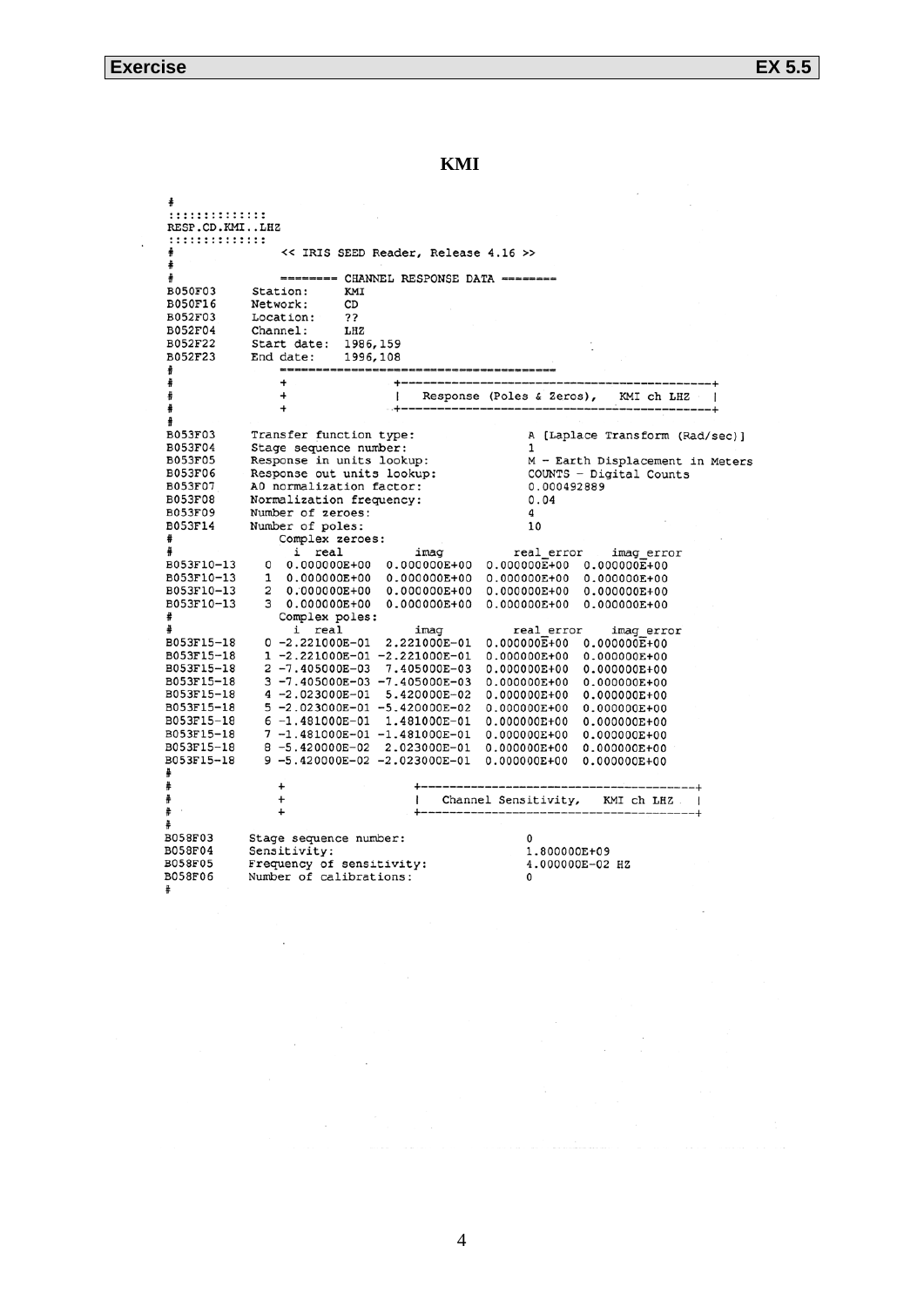## KMI

```
#
:::::::::::::
RESP.CD.KMI..LHZ
:::::::::::::
#               << IRIS SEED Reader, Release 4.16 >>
#
#               ======== CHANNEL RESPONSE DATA ========
B050F03     Station:      KMI
B050F16     Network:      CD
B052F03     Location:     ??
B052F04     Channel:      LHZ
B052F22     Start date:   1986,159
B052F23     End date:     1996,108
#               ======================================
#               +                 +-------------------------------------------+
#               +                 |   Response (Poles & Zeros),   KMI ch LHZ  |
#               +                 +-------------------------------------------+
#
B053F03     Transfer function type:               A [Laplace Transform (Rad/sec)]
B053F04     Stage sequence number:                1
B053F05     Response in units lookup:             M - Earth Displacement in Meters
B053F06     Response out units lookup:            COUNTS - Digital Counts
B053F07     A0 normalization factor:              0.000492889
B053F08     Normalization frequency:              0.04
B053F09     Number of zeroes:                     4
B053F14     Number of poles:                      10
#               Complex zeroes:
#                 i  real           imag           real_error     imag_error
B053F10-13     0  0.000000E+00  0.000000E+00  0.000000E+00  0.000000E+00
B053F10-13     1  0.000000E+00  0.000000E+00  0.000000E+00  0.000000E+00
B053F10-13     2  0.000000E+00  0.000000E+00  0.000000E+00  0.000000E+00
B053F10-13     3  0.000000E+00  0.000000E+00  0.000000E+00  0.000000E+00
#               Complex poles:
#                 i  real           imag           real_error     imag_error
B053F15-18     0 -2.221000E-01  2.221000E-01  0.000000E+00  0.000000E+00
B053F15-18     1 -2.221000E-01 -2.221000E-01  0.000000E+00  0.000000E+00
B053F15-18     2 -7.405000E-03  7.405000E-03  0.000000E+00  0.000000E+00
B053F15-18     3 -7.405000E-03 -7.405000E-03  0.000000E+00  0.000000E+00
B053F15-18     4 -2.023000E-01  5.420000E-02  0.000000E+00  0.000000E+00
B053F15-18     5 -2.023000E-01 -5.420000E-02  0.000000E+00  0.000000E+00
B053F15-18     6 -1.481000E-01  1.481000E-01  0.000000E+00  0.000000E+00
B053F15-18     7 -1.481000E-01 -1.481000E-01  0.000000E+00  0.000000E+00
B053F15-18     8 -5.420000E-02  2.023000E-01  0.000000E+00  0.000000E+00
B053F15-18     9 -5.420000E-02 -2.023000E-01  0.000000E+00  0.000000E+00
#
#               +                 +---------------------------------------+
#               +                 |   Channel Sensitivity,   KMI ch LHZ   |
#               +                 +---------------------------------------+
#
B058F03     Stage sequence number:                0
B058F04     Sensitivity:                          1.800000E+09
B058F05     Frequency of sensitivity:             4.000000E-02 HZ
B058F06     Number of calibrations:               0
#
```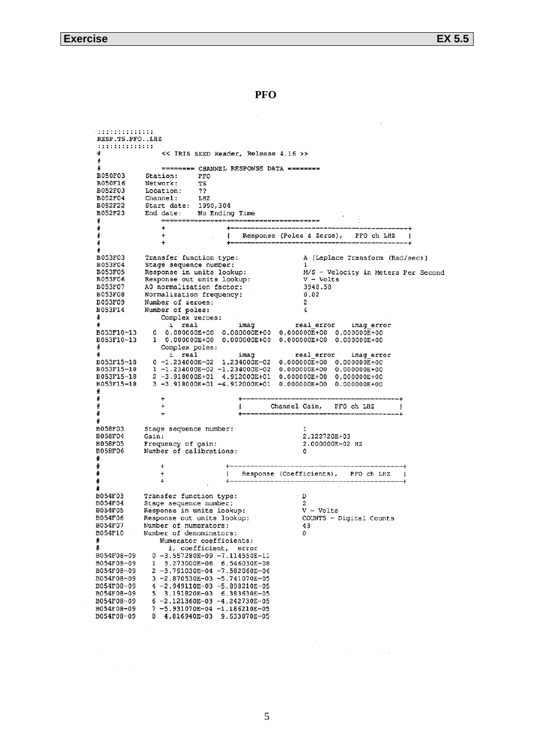**Exercise** **EX 5.5**

**PFO**

```
:::::::::::::
RESP.TS.PFO..LHZ
:::::::::::::
#            << IRIS SEED Reader, Release 4.16 >>
#
#            ======== CHANNEL RESPONSE DATA ========
B050F03     Station:     PFO
B050F16     Network:     TS
B052F03     Location:    ??
B052F04     Channel:     LHZ
B052F22     Start date:  1990,304
B052F23     End date:    No Ending Time
#            =======================================
#            +                  +-----------------------------------------+
#            +                  |  Response (Poles & Zeros),   PFO ch LHZ  |
#            +                  +-----------------------------------------+
#
B053F03     Transfer function type:              A [Laplace Transform (Rad/sec)]
B053F04     Stage sequence number:               1
B053F05     Response in units lookup:            M/S - Velocity in Meters Per Second
B053F06     Response out units lookup:           V - Volts
B053F07     A0 normalization factor:             3948.58
B053F08     Normalization frequency:             0.02
B053F09     Number of zeroes:                    2
B053F14     Number of poles:                     4
#            Complex zeroes:
#             i  real          imag           real_error    imag_error
B053F10-13   0  0.000000E+00  0.000000E+00  0.000000E+00  0.000000E+00
B053F10-13   1  0.000000E+00  0.000000E+00  0.000000E+00  0.000000E+00
#            Complex poles:
#             i  real          imag           real_error    imag_error
B053F15-18   0 -1.234000E-02  1.234000E-02  0.000000E+00  0.000000E+00
B053F15-18   1 -1.234000E-02 -1.234000E-02  0.000000E+00  0.000000E+00
B053F15-18   2 -3.918000E+01  4.912000E+01  0.000000E+00  0.000000E+00
B053F15-18   3 -3.918000E+01 -4.912000E+01  0.000000E+00  0.000000E+00
#
#            +                  +-----------------------------------------+
#            +                  |      Channel Gain,   PFO ch LHZ          |
#            +                  +-----------------------------------------+
#
B058F03     Stage sequence number:               1
B058F04     Gain:                                2.122720E+03
B058F05     Frequency of gain:                   2.000000E-02 HZ
B058F06     Number of calibrations:              0
#
#            +                  +-----------------------------------------+
#            +                  |  Response (Coefficients),   PFO ch LHZ   |
#            +                  +-----------------------------------------+
#
B054F03     Transfer function type:              D
B054F04     Stage sequence number:               2
B054F05     Response in units lookup:            V - Volts
B054F06     Response out units lookup:           COUNTS - Digital Counts
B054F07     Number of numerators:                43
B054F10     Number of denominators:              0
#            Numerator coefficients:
#             i, coefficient,  error
B054F08-09   0 -3.557280E-09 -7.114550E-11
B054F08-09   1  3.273000E-06  6.546030E-08
B054F08-09   2 -3.791030E-04 -7.582060E-06
B054F08-09   3 -2.870530E-03 -5.741070E-05
B054F08-09   4 -2.949110E-03 -5.898210E-05
B054F08-09   5  3.191820E-03  6.383630E-05
B054F08-09   6 -2.121360E-03 -4.242730E-05
B054F08-09   7 -5.931070E-04 -1.186210E-05
B054F08-09   8  4.816940E-03  9.633870E-05
```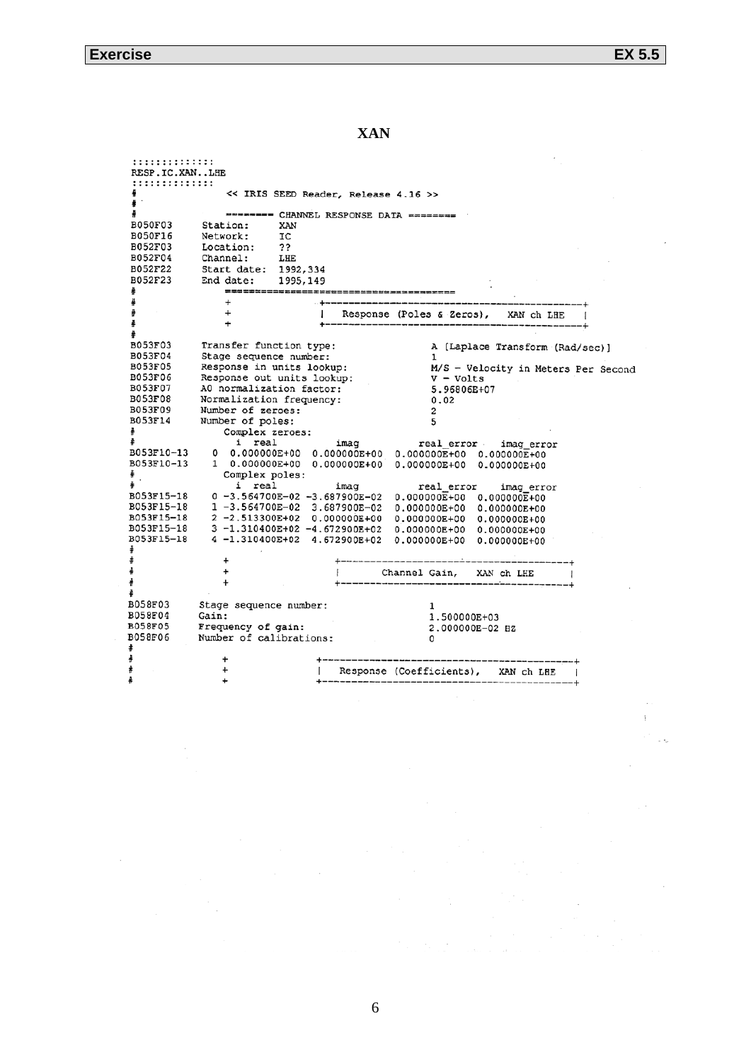# XAN

```
:::::::::::::
RESP.IC.XAN..LHE
:::::::::::::
#              << IRIS SEED Reader, Release 4.16 >>
#
#              ======== CHANNEL RESPONSE DATA ========
B050F03     Station:     XAN
B050F16     Network:     IC
B052F03     Location:    ??
B052F04     Channel:     LHE
B052F22     Start date:  1992,334
B052F23     End date:    1995,149
#              =======================================
#              +               +-------------------------------------------+
#              +               |  Response (Poles & Zeros),   XAN ch LHE   |
#              +               +-------------------------------------------+
#
B053F03     Transfer function type:            A [Laplace Transform (Rad/sec)]
B053F04     Stage sequence number:             1
B053F05     Response in units lookup:          M/S - Velocity in Meters Per Second
B053F06     Response out units lookup:         V - Volts
B053F07     A0 normalization factor:           5.96806E+07
B053F08     Normalization frequency:           0.02
B053F09     Number of zeroes:                  2
B053F14     Number of poles:                   5
#              Complex zeroes:
#                i  real           imag           real_error     imag_error
B053F10-13     0  0.000000E+00   0.000000E+00   0.000000E+00   0.000000E+00
B053F10-13     1  0.000000E+00   0.000000E+00   0.000000E+00   0.000000E+00
#              Complex poles:
#                i  real           imag           real_error     imag_error
B053F15-18     0 -3.564700E-02  -3.687900E-02   0.000000E+00   0.000000E+00
B053F15-18     1 -3.564700E-02   3.687900E-02   0.000000E+00   0.000000E+00
B053F15-18     2 -2.513300E+02   0.000000E+00   0.000000E+00   0.000000E+00
B053F15-18     3 -1.310400E+02  -4.672900E+02   0.000000E+00   0.000000E+00
B053F15-18     4 -1.310400E+02   4.672900E+02   0.000000E+00   0.000000E+00
#
#              +               +-------------------------------------------+
#              +               |       Channel Gain,    XAN ch LHE         |
#              +               +-------------------------------------------+
#
B058F03     Stage sequence number:             1
B058F04     Gain:                              1.500000E+03
B058F05     Frequency of gain:                 2.000000E-02 HZ
B058F06     Number of calibrations:            0
#
#              +               +-------------------------------------------+
#              +               |  Response (Coefficients),   XAN ch LHE    |
#              +               +-------------------------------------------+
```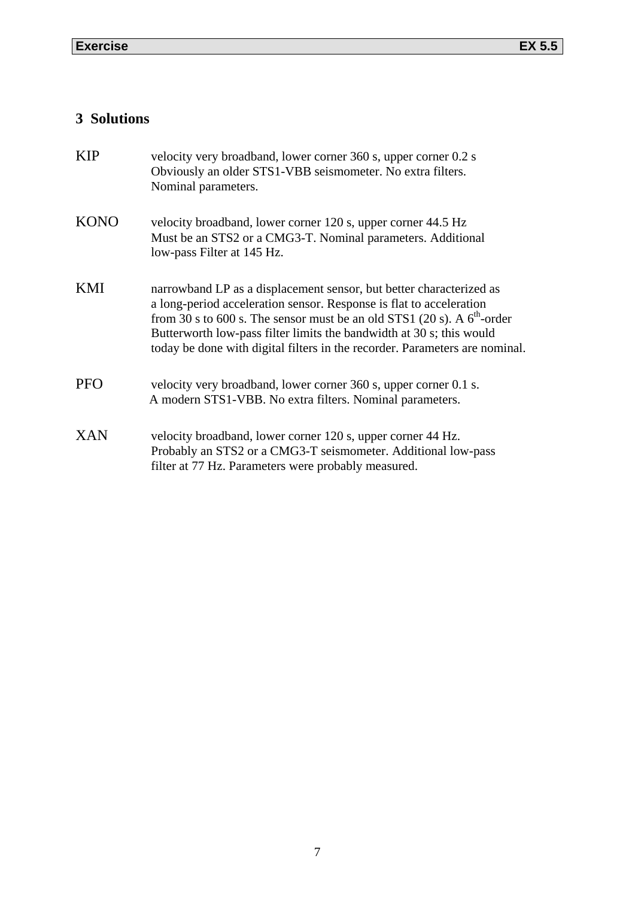## 3 Solutions

**KIP**

velocity very broadband, lower corner 360 s, upper corner 0.2 s
Obviously an older STS1-VBB seismometer. No extra filters.
Nominal parameters.

**KONO**

velocity broadband, lower corner 120 s, upper corner 44.5 Hz
Must be an STS2 or a CMG3-T. Nominal parameters. Additional
low-pass Filter at 145 Hz.

**KMI**

narrowband LP as a displacement sensor, but better characterized as
a long-period acceleration sensor. Response is flat to acceleration
from 30 s to 600 s. The sensor must be an old STS1 (20 s). A $6^{th}$-order
Butterworth low-pass filter limits the bandwidth at 30 s; this would
today be done with digital filters in the recorder. Parameters are nominal.

**PFO**

velocity very broadband, lower corner 360 s, upper corner 0.1 s.
A modern STS1-VBB. No extra filters. Nominal parameters.

**XAN**

velocity broadband, lower corner 120 s, upper corner 44 Hz.
Probably an STS2 or a CMG3-T seismometer. Additional low-pass
filter at 77 Hz. Parameters were probably measured.